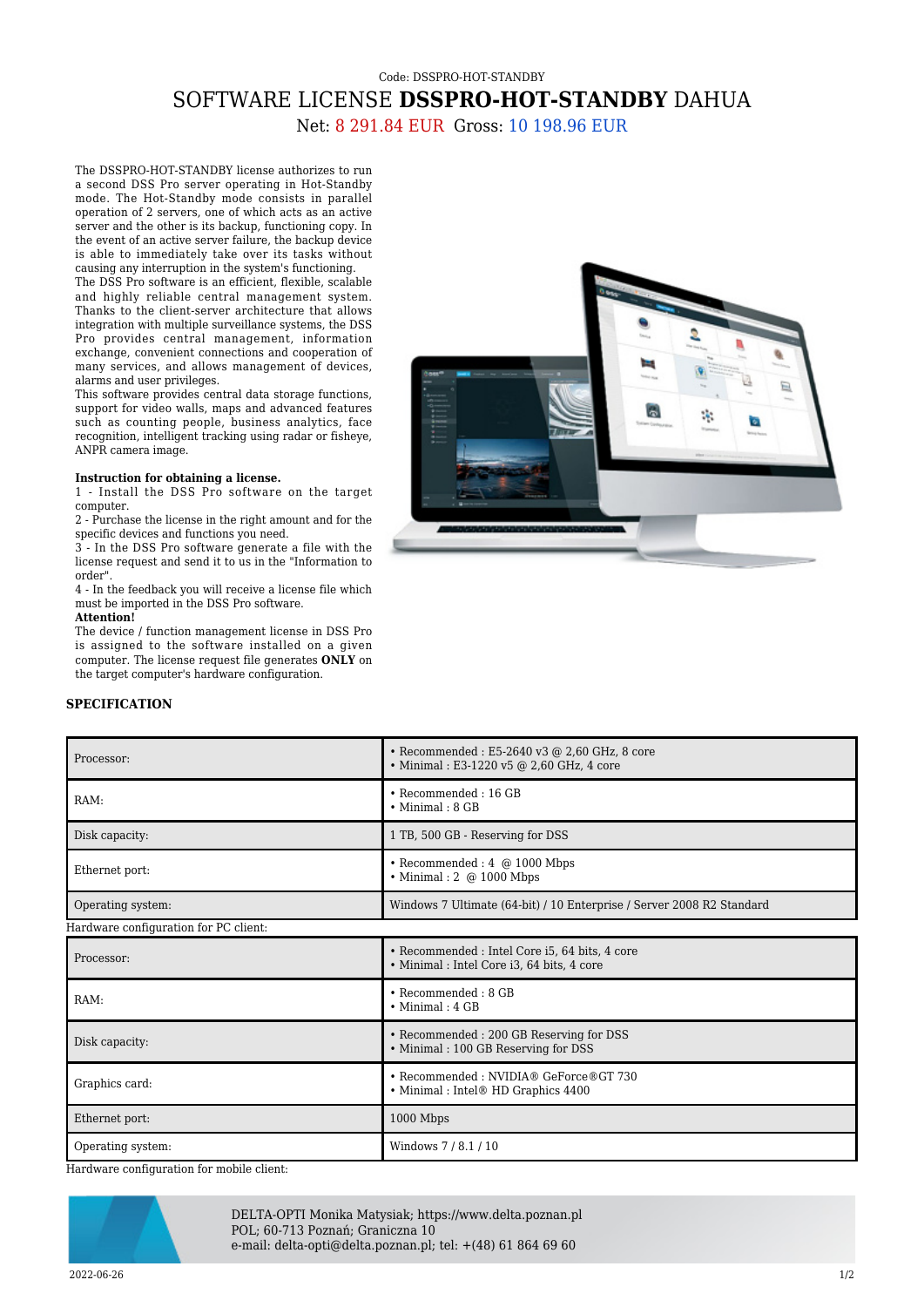Code: DSSPRO-HOT-STANDBY

# SOFTWARE LICENSE **DSSPRO-HOT-STANDBY** DAHUA

Net: 8 291.84 EUR Gross: 10 198.96 EUR

The DSSPRO-HOT-STANDBY license authorizes to run a second DSS Pro server operating in Hot-Standby mode. The Hot-Standby mode consists in parallel operation of 2 servers, one of which acts as an active server and the other is its backup, functioning copy. In the event of an active server failure, the backup device is able to immediately take over its tasks without causing any interruption in the system's functioning.
The DSS Pro software is an efficient, flexible, scalable and highly reliable central management system. Thanks to the client-server architecture that allows integration with multiple surveillance systems, the DSS Pro provides central management, information exchange, convenient connections and cooperation of many services, and allows management of devices, alarms and user privileges.
This software provides central data storage functions, support for video walls, maps and advanced features such as counting people, business analytics, face recognition, intelligent tracking using radar or fisheye, ANPR camera image.

**Instruction for obtaining a license.**
1 - Install the DSS Pro software on the target computer.
2 - Purchase the license in the right amount and for the specific devices and functions you need.
3 - In the DSS Pro software generate a file with the license request and send it to us in the "Information to order".
4 - In the feedback you will receive a license file which must be imported in the DSS Pro software.
**Attention!**
The device / function management license in DSS Pro is assigned to the software installed on a given computer. The license request file generates **ONLY** on the target computer's hardware configuration.

**SPECIFICATION**

| | |
|---|---|
| Processor: | • Recommended : E5-2640 v3 @ 2,60 GHz, 8 core<br>• Minimal : E3-1220 v5 @ 2,60 GHz, 4 core |
| RAM: | • Recommended : 16 GB<br>• Minimal : 8 GB |
| Disk capacity: | 1 TB, 500 GB - Reserving for DSS |
| Ethernet port: | • Recommended : 4 @ 1000 Mbps<br>• Minimal : 2 @ 1000 Mbps |
| Operating system: | Windows 7 Ultimate (64-bit) / 10 Enterprise / Server 2008 R2 Standard |

Hardware configuration for PC client:

| | |
|---|---|
| Processor: | • Recommended : Intel Core i5, 64 bits, 4 core<br>• Minimal : Intel Core i3, 64 bits, 4 core |
| RAM: | • Recommended : 8 GB<br>• Minimal : 4 GB |
| Disk capacity: | • Recommended : 200 GB Reserving for DSS<br>• Minimal : 100 GB Reserving for DSS |
| Graphics card: | • Recommended : NVIDIA® GeForce®GT 730<br>• Minimal : Intel® HD Graphics 4400 |
| Ethernet port: | 1000 Mbps |
| Operating system: | Windows 7 / 8.1 / 10 |

Hardware configuration for mobile client:

DELTA-OPTI Monika Matysiak; https://www.delta.poznan.pl
POL; 60-713 Poznań; Graniczna 10
e-mail: delta-opti@delta.poznan.pl; tel: +(48) 61 864 69 60

2022-06-26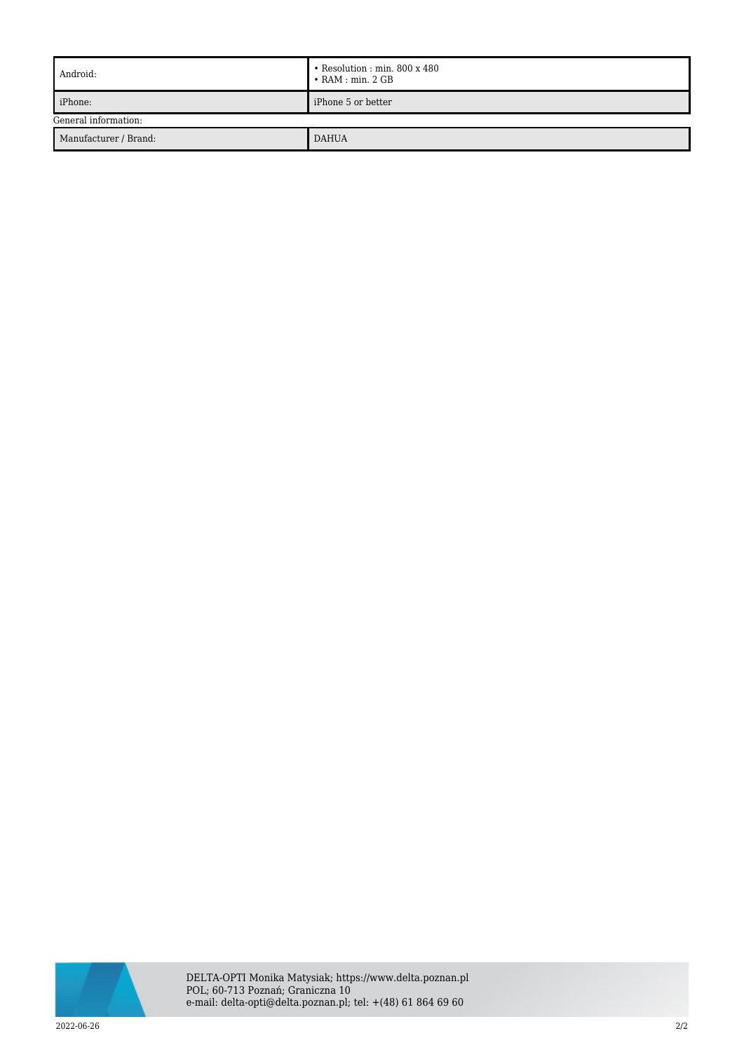| | |
|---|---|
| Android: | • Resolution : min. 800 x 480<br>• RAM : min. 2 GB |
| iPhone: | iPhone 5 or better |

General information:

| | |
|---|---|
| Manufacturer / Brand: | DAHUA |

DELTA-OPTI Monika Matysiak; https://www.delta.poznan.pl
POL; 60-713 Poznań; Graniczna 10
e-mail: delta-opti@delta.poznan.pl; tel: +(48) 61 864 69 60

2022-06-26